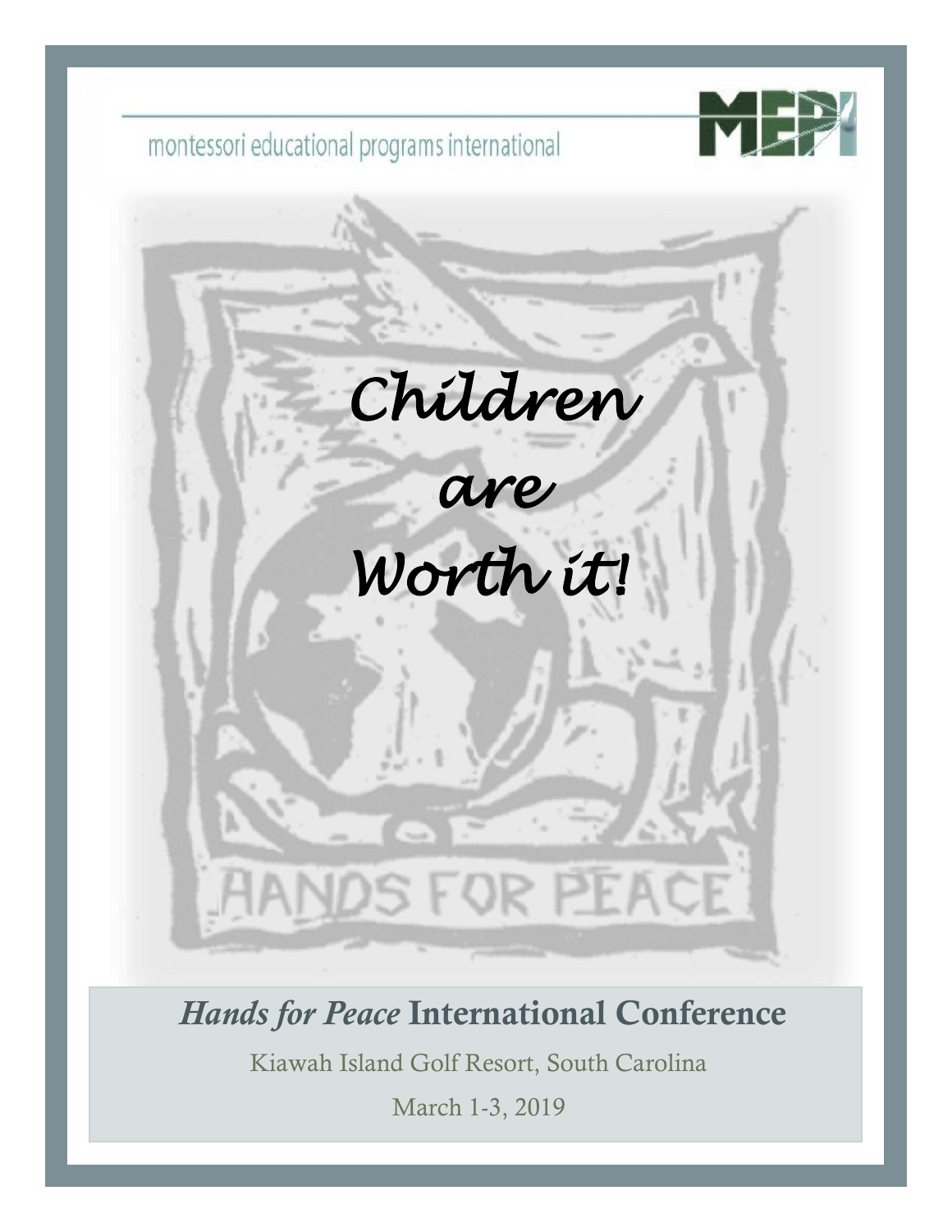montessori educational programs international

MEPI

# *Children are Worth it!*

HANDS FOR PEACE

## *Hands for Peace* International Conference

Kiawah Island Golf Resort, South Carolina

March 1-3, 2019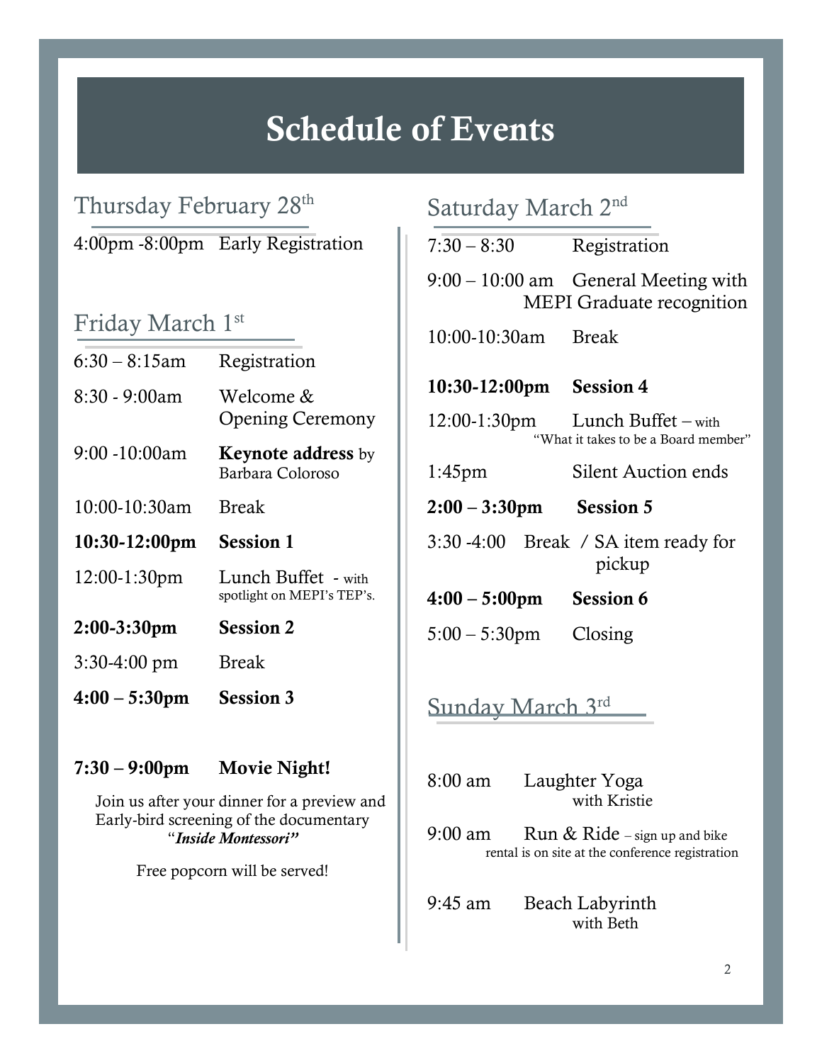# Schedule of Events

## Thursday February 28th

4:00pm -8:00pm Early Registration

## Friday March 1st

6:30 – 8:15am Registration

8:30 - 9:00am Welcome & Opening Ceremony

9:00 -10:00am **Keynote address** by Barbara Coloroso

10:00-10:30am Break

**10:30-12:00pm Session 1**

12:00-1:30pm Lunch Buffet - with spotlight on MEPI's TEP's.

**2:00-3:30pm Session 2**

3:30-4:00 pm Break

**4:00 – 5:30pm Session 3**

**7:30 – 9:00pm Movie Night!**

Join us after your dinner for a preview and Early-bird screening of the documentary "*Inside Montessori*"

Free popcorn will be served!

## Saturday March 2nd

7:30 – 8:30 Registration

9:00 – 10:00 am General Meeting with MEPI Graduate recognition

10:00-10:30am Break

**10:30-12:00pm Session 4**

12:00-1:30pm Lunch Buffet – with "What it takes to be a Board member"

1:45pm Silent Auction ends

**2:00 – 3:30pm Session 5**

3:30 -4:00 Break / SA item ready for pickup

**4:00 – 5:00pm Session 6**

5:00 – 5:30pm Closing

## Sunday March 3rd

8:00 am Laughter Yoga with Kristie

9:00 am Run & Ride – sign up and bike rental is on site at the conference registration

9:45 am Beach Labyrinth with Beth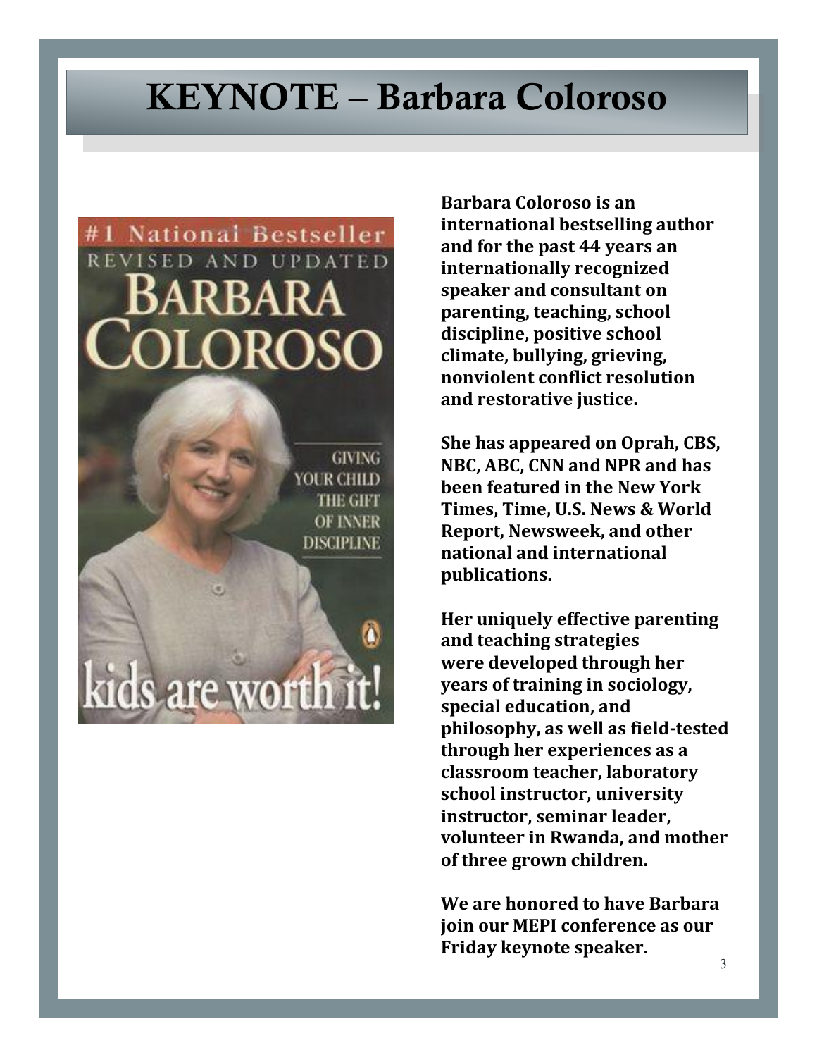# KEYNOTE – Barbara Coloroso

**Barbara Coloroso is an international bestselling author and for the past 44 years an internationally recognized speaker and consultant on parenting, teaching, school discipline, positive school climate, bullying, grieving, nonviolent conflict resolution and restorative justice.**

**She has appeared on Oprah, CBS, NBC, ABC, CNN and NPR and has been featured in the New York Times, Time, U.S. News & World Report, Newsweek, and other national and international publications.**

**Her uniquely effective parenting and teaching strategies were developed through her years of training in sociology, special education, and philosophy, as well as field-tested through her experiences as a classroom teacher, laboratory school instructor, university instructor, seminar leader, volunteer in Rwanda, and mother of three grown children.**

**We are honored to have Barbara join our MEPI conference as our Friday keynote speaker.**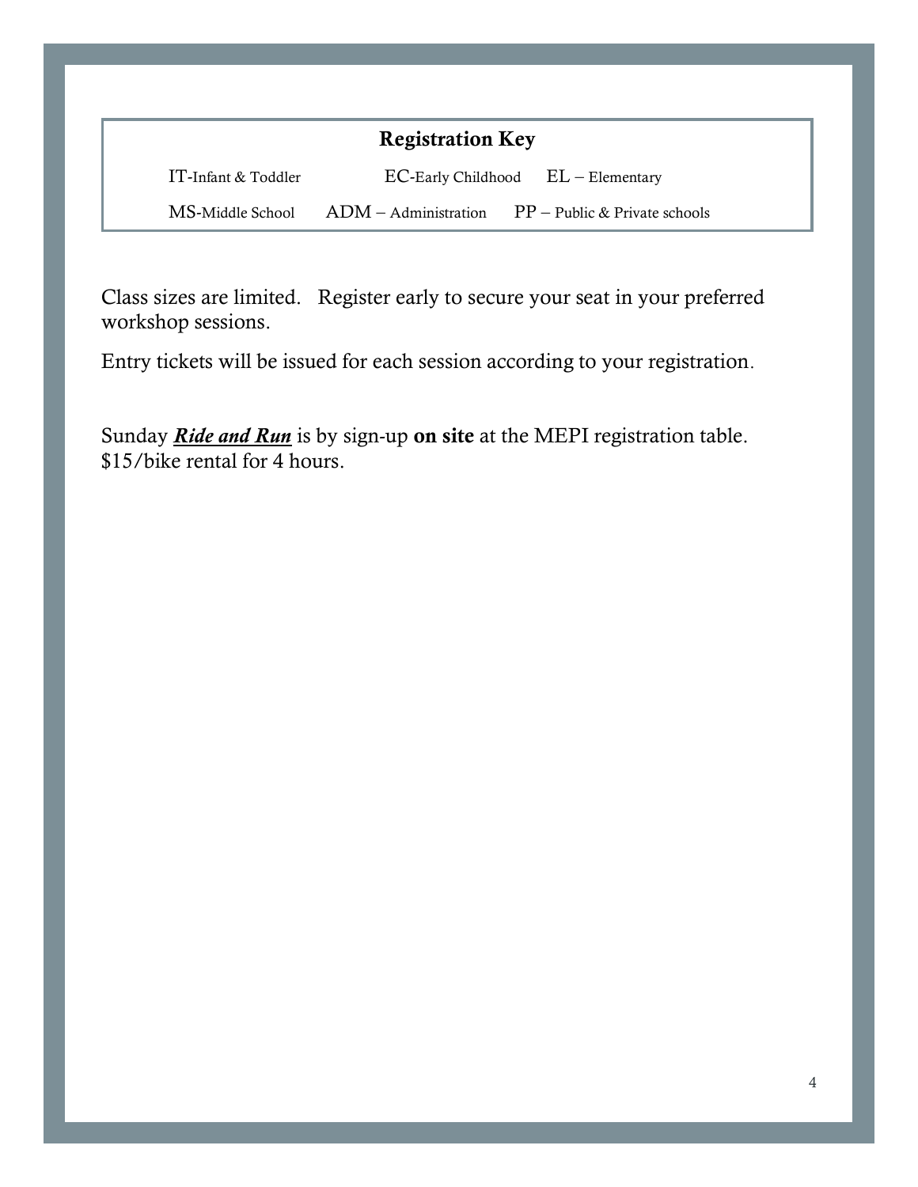### Registration Key

IT-Infant & Toddler    EC-Early Childhood    EL – Elementary

MS-Middle School    ADM – Administration    PP – Public & Private schools

Class sizes are limited. Register early to secure your seat in your preferred workshop sessions.

Entry tickets will be issued for each session according to your registration.

Sunday ***Ride and Run*** is by sign-up **on site** at the MEPI registration table. $15/bike rental for 4 hours.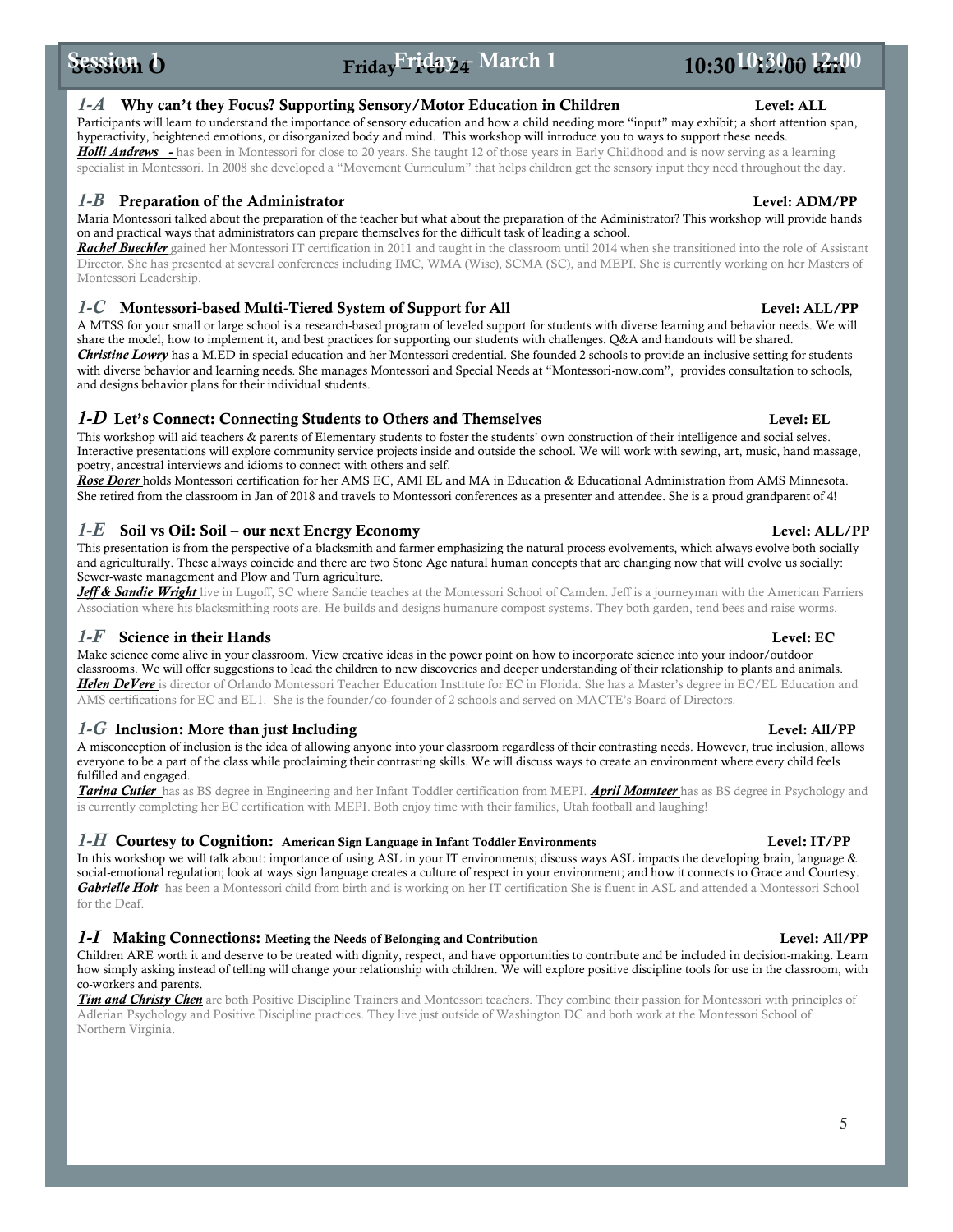## Session 1 — Friday – March 1 — 10:30 – 12:00

### 1-A Why can't they Focus? Supporting Sensory/Motor Education in Children — Level: ALL

Participants will learn to understand the importance of sensory education and how a child needing more "input" may exhibit; a short attention span, hyperactivity, heightened emotions, or disorganized body and mind. This workshop will introduce you to ways to support these needs.

***Holli Andrews*** - has been in Montessori for close to 20 years. She taught 12 of those years in Early Childhood and is now serving as a learning specialist in Montessori. In 2008 she developed a "Movement Curriculum" that helps children get the sensory input they need throughout the day.

### 1-B Preparation of the Administrator — Level: ADM/PP

Maria Montessori talked about the preparation of the teacher but what about the preparation of the Administrator? This workshop will provide hands on and practical ways that administrators can prepare themselves for the difficult task of leading a school.

***Rachel Buechler*** gained her Montessori IT certification in 2011 and taught in the classroom until 2014 when she transitioned into the role of Assistant Director. She has presented at several conferences including IMC, WMA (Wisc), SCMA (SC), and MEPI. She is currently working on her Masters of Montessori Leadership.

### 1-C Montessori-based Multi-Tiered System of Support for All — Level: ALL/PP

A MTSS for your small or large school is a research-based program of leveled support for students with diverse learning and behavior needs. We will share the model, how to implement it, and best practices for supporting our students with challenges. Q&A and handouts will be shared.

***Christine Lowry*** has a M.ED in special education and her Montessori credential. She founded 2 schools to provide an inclusive setting for students with diverse behavior and learning needs. She manages Montessori and Special Needs at "Montessori-now.com", provides consultation to schools, and designs behavior plans for their individual students.

### 1-D Let's Connect: Connecting Students to Others and Themselves — Level: EL

This workshop will aid teachers & parents of Elementary students to foster the students' own construction of their intelligence and social selves. Interactive presentations will explore community service projects inside and outside the school. We will work with sewing, art, music, hand massage, poetry, ancestral interviews and idioms to connect with others and self.

***Rose Dorer*** holds Montessori certification for her AMS EC, AMI EL and MA in Education & Educational Administration from AMS Minnesota. She retired from the classroom in Jan of 2018 and travels to Montessori conferences as a presenter and attendee. She is a proud grandparent of 4!

### 1-E Soil vs Oil: Soil – our next Energy Economy — Level: ALL/PP

This presentation is from the perspective of a blacksmith and farmer emphasizing the natural process evolvements, which always evolve both socially and agriculturally. These always coincide and there are two Stone Age natural human concepts that are changing now that will evolve us socially: Sewer-waste management and Plow and Turn agriculture.

***Jeff & Sandie Wright*** live in Lugoff, SC where Sandie teaches at the Montessori School of Camden. Jeff is a journeyman with the American Farriers Association where his blacksmithing roots are. He builds and designs humanure compost systems. They both garden, tend bees and raise worms.

### 1-F Science in their Hands — Level: EC

Make science come alive in your classroom. View creative ideas in the power point on how to incorporate science into your indoor/outdoor classrooms. We will offer suggestions to lead the children to new discoveries and deeper understanding of their relationship to plants and animals.

***Helen DeVere*** is director of Orlando Montessori Teacher Education Institute for EC in Florida. She has a Master's degree in EC/EL Education and AMS certifications for EC and EL1. She is the founder/co-founder of 2 schools and served on MACTE's Board of Directors.

### 1-G Inclusion: More than just Including — Level: All/PP

A misconception of inclusion is the idea of allowing anyone into your classroom regardless of their contrasting needs. However, true inclusion, allows everyone to be a part of the class while proclaiming their contrasting skills. We will discuss ways to create an environment where every child feels fulfilled and engaged.

***Tarina Cutler*** has as BS degree in Engineering and her Infant Toddler certification from MEPI. ***April Mounteer*** has as BS degree in Psychology and is currently completing her EC certification with MEPI. Both enjoy time with their families, Utah football and laughing!

### 1-H Courtesy to Cognition: American Sign Language in Infant Toddler Environments — Level: IT/PP

In this workshop we will talk about: importance of using ASL in your IT environments; discuss ways ASL impacts the developing brain, language & social-emotional regulation; look at ways sign language creates a culture of respect in your environment; and how it connects to Grace and Courtesy.

***Gabrielle Holt*** has been a Montessori child from birth and is working on her IT certification She is fluent in ASL and attended a Montessori School for the Deaf.

### 1-I Making Connections: Meeting the Needs of Belonging and Contribution — Level: All/PP

Children ARE worth it and deserve to be treated with dignity, respect, and have opportunities to contribute and be included in decision-making. Learn how simply asking instead of telling will change your relationship with children. We will explore positive discipline tools for use in the classroom, with co-workers and parents.

***Tim and Christy Chen*** are both Positive Discipline Trainers and Montessori teachers. They combine their passion for Montessori with principles of Adlerian Psychology and Positive Discipline practices. They live just outside of Washington DC and both work at the Montessori School of Northern Virginia.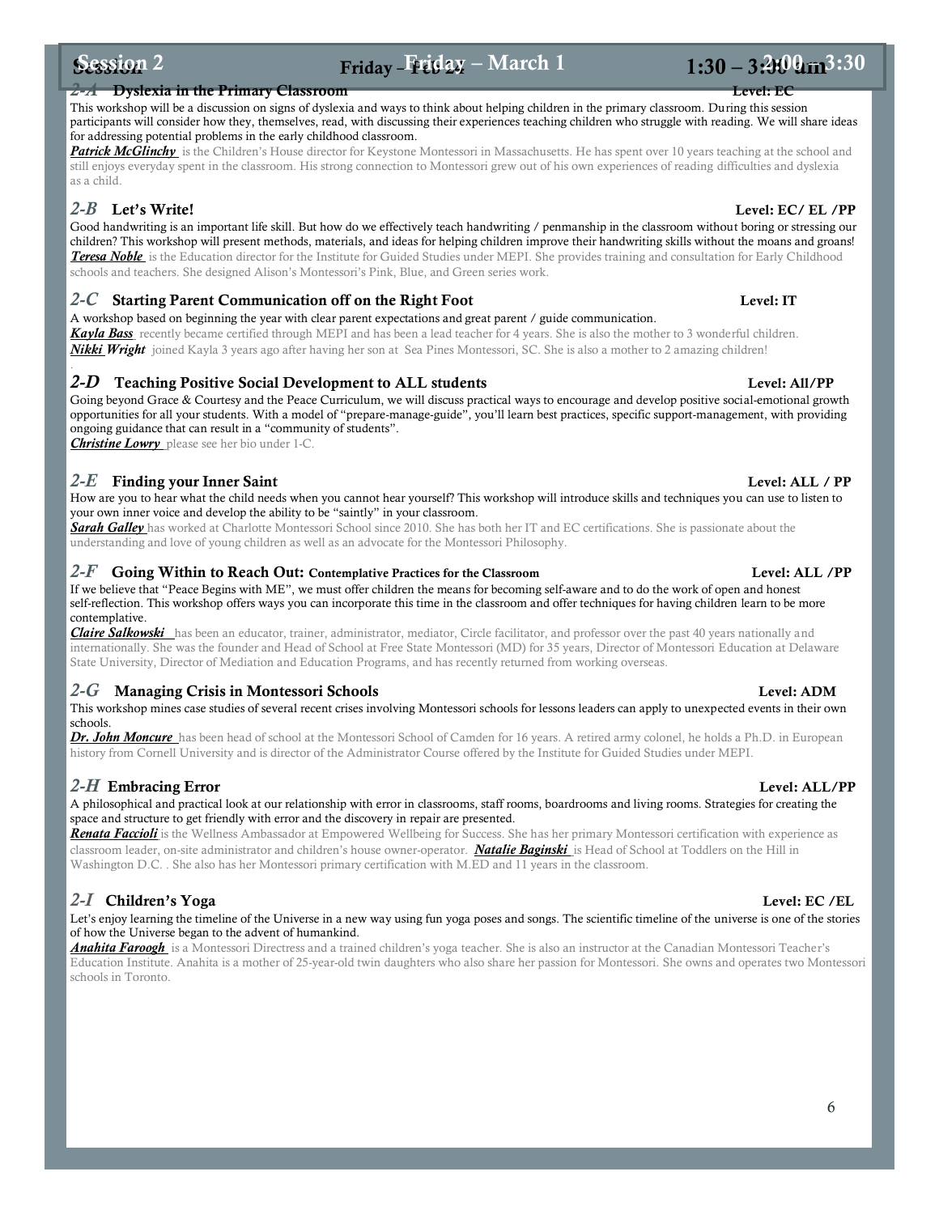# Session 2 — Friday – March 1 — 2:00 – 3:30

## 2-A Dyslexia in the Primary Classroom — Level: EC

This workshop will be a discussion on signs of dyslexia and ways to think about helping children in the primary classroom. During this session participants will consider how they, themselves, read, with discussing their experiences teaching children who struggle with reading. We will share ideas for addressing potential problems in the early childhood classroom.

***Patrick McGlinchy*** is the Children's House director for Keystone Montessori in Massachusetts. He has spent over 10 years teaching at the school and still enjoys everyday spent in the classroom. His strong connection to Montessori grew out of his own experiences of reading difficulties and dyslexia as a child.

## 2-B Let's Write! — Level: EC/ EL /PP

Good handwriting is an important life skill. But how do we effectively teach handwriting / penmanship in the classroom without boring or stressing our children? This workshop will present methods, materials, and ideas for helping children improve their handwriting skills without the moans and groans!

***Teresa Noble*** is the Education director for the Institute for Guided Studies under MEPI. She provides training and consultation for Early Childhood schools and teachers. She designed Alison's Montessori's Pink, Blue, and Green series work.

## 2-C Starting Parent Communication off on the Right Foot — Level: IT

A workshop based on beginning the year with clear parent expectations and great parent / guide communication.

***Kayla Bass*** recently became certified through MEPI and has been a lead teacher for 4 years. She is also the mother to 3 wonderful children.

***Nikki Wright*** joined Kayla 3 years ago after having her son at Sea Pines Montessori, SC. She is also a mother to 2 amazing children!

## 2-D Teaching Positive Social Development to ALL students — Level: All/PP

Going beyond Grace & Courtesy and the Peace Curriculum, we will discuss practical ways to encourage and develop positive social-emotional growth opportunities for all your students. With a model of "prepare-manage-guide", you'll learn best practices, specific support-management, with providing ongoing guidance that can result in a "community of students".

***Christine Lowry*** please see her bio under 1-C.

## 2-E Finding your Inner Saint — Level: ALL / PP

How are you to hear what the child needs when you cannot hear yourself? This workshop will introduce skills and techniques you can use to listen to your own inner voice and develop the ability to be "saintly" in your classroom.

***Sarah Galley*** has worked at Charlotte Montessori School since 2010. She has both her IT and EC certifications. She is passionate about the understanding and love of young children as well as an advocate for the Montessori Philosophy.

## 2-F Going Within to Reach Out: Contemplative Practices for the Classroom — Level: ALL /PP

If we believe that "Peace Begins with ME", we must offer children the means for becoming self-aware and to do the work of open and honest self-reflection. This workshop offers ways you can incorporate this time in the classroom and offer techniques for having children learn to be more contemplative.

***Claire Salkowski*** has been an educator, trainer, administrator, mediator, Circle facilitator, and professor over the past 40 years nationally and internationally. She was the founder and Head of School at Free State Montessori (MD) for 35 years, Director of Montessori Education at Delaware State University, Director of Mediation and Education Programs, and has recently returned from working overseas.

## 2-G Managing Crisis in Montessori Schools — Level: ADM

This workshop mines case studies of several recent crises involving Montessori schools for lessons leaders can apply to unexpected events in their own schools.

***Dr. John Moncure*** has been head of school at the Montessori School of Camden for 16 years. A retired army colonel, he holds a Ph.D. in European history from Cornell University and is director of the Administrator Course offered by the Institute for Guided Studies under MEPI.

## 2-H Embracing Error — Level: ALL/PP

A philosophical and practical look at our relationship with error in classrooms, staff rooms, boardrooms and living rooms. Strategies for creating the space and structure to get friendly with error and the discovery in repair are presented.

***Renata Faccioli*** is the Wellness Ambassador at Empowered Wellbeing for Success. She has her primary Montessori certification with experience as classroom leader, on-site administrator and children's house owner-operator. ***Natalie Baginski*** is Head of School at Toddlers on the Hill in Washington D.C. . She also has her Montessori primary certification with M.ED and 11 years in the classroom.

## 2-I Children's Yoga — Level: EC /EL

Let's enjoy learning the timeline of the Universe in a new way using fun yoga poses and songs. The scientific timeline of the universe is one of the stories of how the Universe began to the advent of humankind.

***Anahita Faroogh*** is a Montessori Directress and a trained children's yoga teacher. She is also an instructor at the Canadian Montessori Teacher's Education Institute. Anahita is a mother of 25-year-old twin daughters who also share her passion for Montessori. She owns and operates two Montessori schools in Toronto.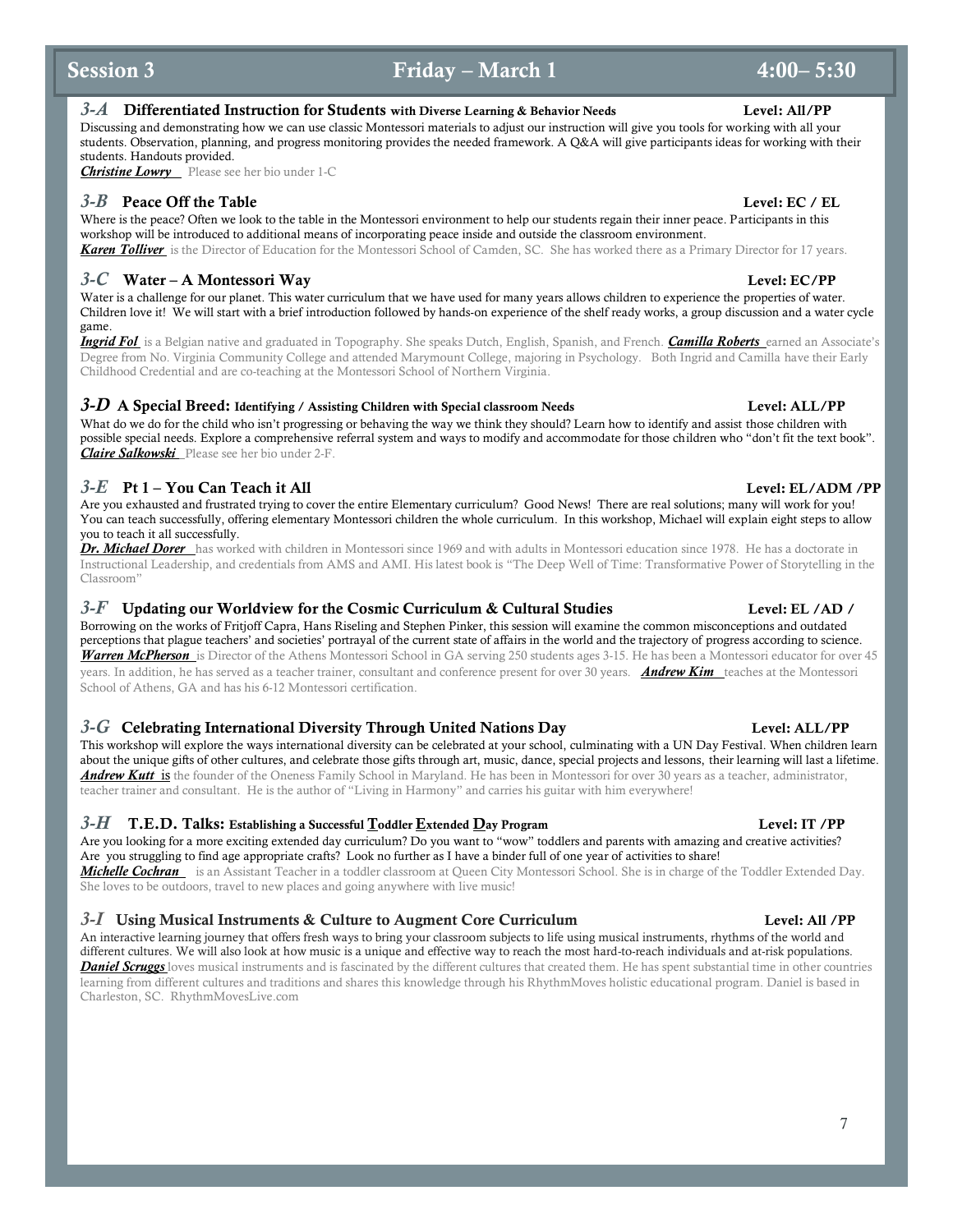# Session 3 Friday – March 1 4:00– 5:30

### *3-A* Differentiated Instruction for Students with Diverse Learning & Behavior Needs — Level: All/PP

Discussing and demonstrating how we can use classic Montessori materials to adjust our instruction will give you tools for working with all your students. Observation, planning, and progress monitoring provides the needed framework. A Q&A will give participants ideas for working with their students. Handouts provided.

***Christine Lowry*** Please see her bio under 1-C

### *3-B* Peace Off the Table — Level: EC / EL

Where is the peace? Often we look to the table in the Montessori environment to help our students regain their inner peace. Participants in this workshop will be introduced to additional means of incorporating peace inside and outside the classroom environment.

***Karen Tolliver*** is the Director of Education for the Montessori School of Camden, SC. She has worked there as a Primary Director for 17 years.

### *3-C* Water – A Montessori Way — Level: EC/PP

Water is a challenge for our planet. This water curriculum that we have used for many years allows children to experience the properties of water. Children love it! We will start with a brief introduction followed by hands-on experience of the shelf ready works, a group discussion and a water cycle game.

***Ingrid Fol*** is a Belgian native and graduated in Topography. She speaks Dutch, English, Spanish, and French. ***Camilla Roberts*** earned an Associate's Degree from No. Virginia Community College and attended Marymount College, majoring in Psychology. Both Ingrid and Camilla have their Early Childhood Credential and are co-teaching at the Montessori School of Northern Virginia.

### *3-D* A Special Breed: Identifying / Assisting Children with Special classroom Needs — Level: ALL/PP

What do we do for the child who isn't progressing or behaving the way we think they should? Learn how to identify and assist those children with possible special needs. Explore a comprehensive referral system and ways to modify and accommodate for those children who "don't fit the text book".

***Claire Salkowski*** Please see her bio under 2-F.

### *3-E* Pt 1 – You Can Teach it All — Level: EL/ADM /PP

Are you exhausted and frustrated trying to cover the entire Elementary curriculum? Good News! There are real solutions; many will work for you! You can teach successfully, offering elementary Montessori children the whole curriculum. In this workshop, Michael will explain eight steps to allow you to teach it all successfully.

***Dr. Michael Dorer*** has worked with children in Montessori since 1969 and with adults in Montessori education since 1978. He has a doctorate in Instructional Leadership, and credentials from AMS and AMI. His latest book is "The Deep Well of Time: Transformative Power of Storytelling in the Classroom"

### *3-F* Updating our Worldview for the Cosmic Curriculum & Cultural Studies — Level: EL /AD /

Borrowing on the works of Fritjoff Capra, Hans Riseling and Stephen Pinker, this session will examine the common misconceptions and outdated perceptions that plague teachers' and societies' portrayal of the current state of affairs in the world and the trajectory of progress according to science.

***Warren McPherson*** is Director of the Athens Montessori School in GA serving 250 students ages 3-15. He has been a Montessori educator for over 45 years. In addition, he has served as a teacher trainer, consultant and conference present for over 30 years. ***Andrew Kim*** teaches at the Montessori School of Athens, GA and has his 6-12 Montessori certification.

### *3-G* Celebrating International Diversity Through United Nations Day — Level: ALL/PP

This workshop will explore the ways international diversity can be celebrated at your school, culminating with a UN Day Festival. When children learn about the unique gifts of other cultures, and celebrate those gifts through art, music, dance, special projects and lessons, their learning will last a lifetime.

***Andrew Kutt*** is the founder of the Oneness Family School in Maryland. He has been in Montessori for over 30 years as a teacher, administrator, teacher trainer and consultant. He is the author of "Living in Harmony" and carries his guitar with him everywhere!

### *3-H* T.E.D. Talks: Establishing a Successful Toddler Extended Day Program — Level: IT /PP

Are you looking for a more exciting extended day curriculum? Do you want to "wow" toddlers and parents with amazing and creative activities? Are you struggling to find age appropriate crafts? Look no further as I have a binder full of one year of activities to share!

***Michelle Cochran*** is an Assistant Teacher in a toddler classroom at Queen City Montessori School. She is in charge of the Toddler Extended Day. She loves to be outdoors, travel to new places and going anywhere with live music!

### *3-I* Using Musical Instruments & Culture to Augment Core Curriculum — Level: All /PP

An interactive learning journey that offers fresh ways to bring your classroom subjects to life using musical instruments, rhythms of the world and different cultures. We will also look at how music is a unique and effective way to reach the most hard-to-reach individuals and at-risk populations.

***Daniel Scruggs*** loves musical instruments and is fascinated by the different cultures that created them. He has spent substantial time in other countries learning from different cultures and traditions and shares this knowledge through his RhythmMoves holistic educational program. Daniel is based in Charleston, SC. RhythmMovesLive.com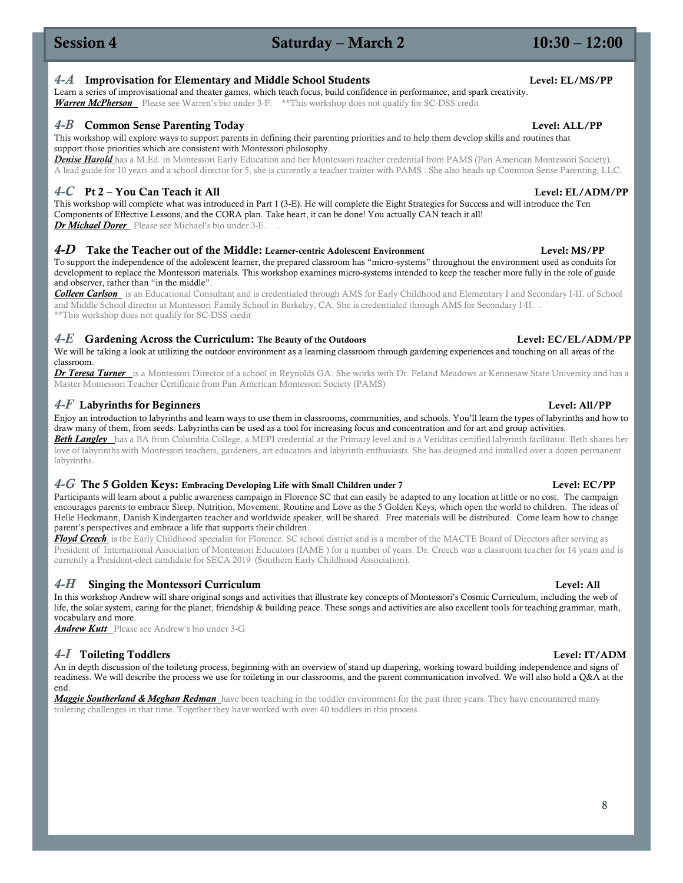## Session 4 Saturday – March 2 10:30 – 12:00

### *4-A* Improvisation for Elementary and Middle School Students — Level: EL/MS/PP

Learn a series of improvisational and theater games, which teach focus, build confidence in performance, and spark creativity.

***Warren McPherson*** Please see Warren's bio under 3-F. **This workshop does not qualify for SC-DSS credit

### *4-B* Common Sense Parenting Today — Level: ALL/PP

This workshop will explore ways to support parents in defining their parenting priorities and to help them develop skills and routines that support those priorities which are consistent with Montessori philosophy.

***Denise Harold*** has a M.Ed. in Montessori Early Education and her Montessori teacher credential from PAMS (Pan American Montessori Society). A lead guide for 10 years and a school director for 5, she is currently a teacher trainer with PAMS . She also heads up Common Sense Parenting, LLC.

### *4-C* Pt 2 – You Can Teach it All — Level: EL/ADM/PP

This workshop will complete what was introduced in Part 1 (3-E). He will complete the Eight Strategies for Success and will introduce the Ten Components of Effective Lessons, and the CORA plan. Take heart, it can be done! You actually CAN teach it all!

***Dr Michael Dorer*** Please see Michael's bio under 3-E.

### *4-D* Take the Teacher out of the Middle: Learner-centric Adolescent Environment — Level: MS/PP

To support the independence of the adolescent learner, the prepared classroom has "micro-systems" throughout the environment used as conduits for development to replace the Montessori materials. This workshop examines micro-systems intended to keep the teacher more fully in the role of guide and observer, rather than "in the middle".

***Colleen Carlson*** is an Educational Consultant and is credentialed through AMS for Early Childhood and Elementary I and Secondary I-II. of School and Middle School director at Montessori Family School in Berkeley, CA. She is credentialed through AMS for Secondary I-II. .
**This workshop does not qualify for SC-DSS credit

### *4-E* Gardening Across the Curriculum: The Beauty of the Outdoors — Level: EC/EL/ADM/PP

We will be taking a look at utilizing the outdoor environment as a learning classroom through gardening experiences and touching on all areas of the classroom.

***Dr Teresa Turner*** is a Montessori Director of a school in Reynolds GA. She works with Dr. Feland Meadows at Kennesaw State University and has a Master Montessori Teacher Certificate from Pan American Montessori Society (PAMS)

### *4-F* Labyrinths for Beginners — Level: All/PP

Enjoy an introduction to labyrinths and learn ways to use them in classrooms, communities, and schools. You'll learn the types of labyrinths and how to draw many of them, from seeds. Labyrinths can be used as a tool for increasing focus and concentration and for art and group activities.

***Beth Langley*** has a BA from Columbia College, a MEPI credential at the Primary level and is a Veriditas certified labyrinth facilitator. Beth shares her love of labyrinths with Montessori teachers, gardeners, art educators and labyrinth enthusiasts. She has designed and installed over a dozen permanent labyrinths.

### *4-G* The 5 Golden Keys: Embracing Developing Life with Small Children under 7 — Level: EC/PP

Participants will learn about a public awareness campaign in Florence SC that can easily be adapted to any location at little or no cost. The campaign encourages parents to embrace Sleep, Nutrition, Movement, Routine and Love as the 5 Golden Keys, which open the world to children. The ideas of Helle Heckmann, Danish Kindergarten teacher and worldwide speaker, will be shared. Free materials will be distributed. Come learn how to change parent's perspectives and embrace a life that supports their children.

***Floyd Creech*** is the Early Childhood specialist for Florence, SC school district and is a member of the MACTE Board of Directors after serving as President of International Association of Montessori Educators (IAME ) for a number of years. Dr. Creech was a classroom teacher for 14 years and is currently a President-elect candidate for SECA 2019 (Southern Early Childhood Association).

### *4-H* Singing the Montessori Curriculum — Level: All

In this workshop Andrew will share original songs and activities that illustrate key concepts of Montessori's Cosmic Curriculum, including the web of life, the solar system, caring for the planet, friendship & building peace. These songs and activities are also excellent tools for teaching grammar, math, vocabulary and more.

***Andrew Kutt*** Please see Andrew's bio under 3-G

### *4-I* Toileting Toddlers — Level: IT/ADM

An in depth discussion of the toileting process, beginning with an overview of stand up diapering, working toward building independence and signs of readiness. We will describe the process we use for toileting in our classrooms, and the parent communication involved. We will also hold a Q&A at the end.

***Maggie Southerland & Meghan Redman*** have been teaching in the toddler environment for the past three years. They have encountered many toileting challenges in that time. Together they have worked with over 40 toddlers in this process.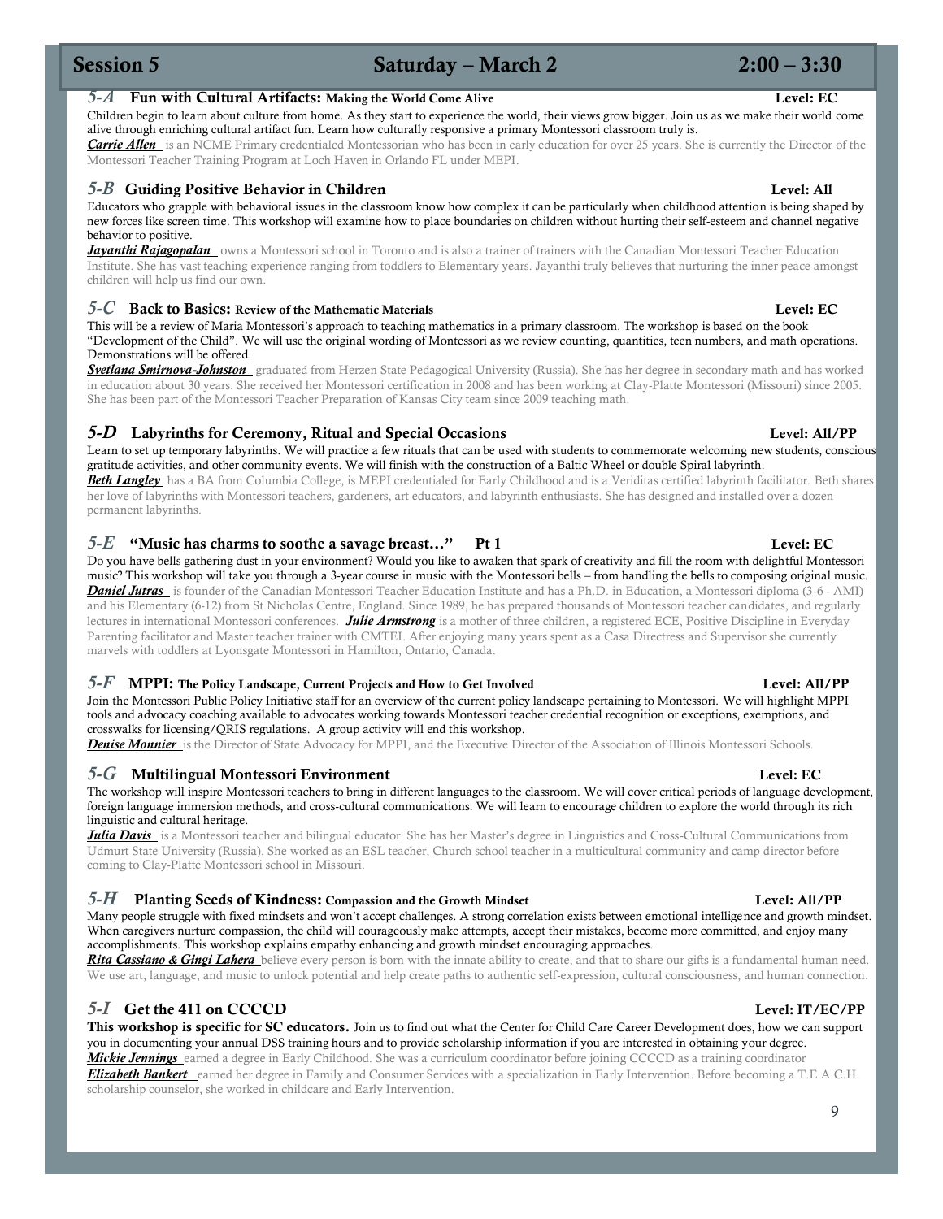# Session 5 Saturday – March 2 2:00 – 3:30

### *5-A* Fun with Cultural Artifacts: Making the World Come Alive — Level: EC

Children begin to learn about culture from home. As they start to experience the world, their views grow bigger. Join us as we make their world come alive through enriching cultural artifact fun. Learn how culturally responsive a primary Montessori classroom truly is.

***Carrie Allen*** is an NCME Primary credentialed Montessorian who has been in early education for over 25 years. She is currently the Director of the Montessori Teacher Training Program at Loch Haven in Orlando FL under MEPI.

### *5-B* Guiding Positive Behavior in Children — Level: All

Educators who grapple with behavioral issues in the classroom know how complex it can be particularly when childhood attention is being shaped by new forces like screen time. This workshop will examine how to place boundaries on children without hurting their self-esteem and channel negative behavior to positive.

***Jayanthi Rajagopalan*** owns a Montessori school in Toronto and is also a trainer of trainers with the Canadian Montessori Teacher Education Institute. She has vast teaching experience ranging from toddlers to Elementary years. Jayanthi truly believes that nurturing the inner peace amongst children will help us find our own.

### *5-C* Back to Basics: Review of the Mathematic Materials — Level: EC

This will be a review of Maria Montessori's approach to teaching mathematics in a primary classroom. The workshop is based on the book "Development of the Child". We will use the original wording of Montessori as we review counting, quantities, teen numbers, and math operations. Demonstrations will be offered.

***Svetlana Smirnova-Johnston*** graduated from Herzen State Pedagogical University (Russia). She has her degree in secondary math and has worked in education about 30 years. She received her Montessori certification in 2008 and has been working at Clay-Platte Montessori (Missouri) since 2005. She has been part of the Montessori Teacher Preparation of Kansas City team since 2009 teaching math.

### *5-D* Labyrinths for Ceremony, Ritual and Special Occasions — Level: All/PP

Learn to set up temporary labyrinths. We will practice a few rituals that can be used with students to commemorate welcoming new students, conscious gratitude activities, and other community events. We will finish with the construction of a Baltic Wheel or double Spiral labyrinth.

***Beth Langley*** has a BA from Columbia College, is MEPI credentialed for Early Childhood and is a Veriditas certified labyrinth facilitator. Beth shares her love of labyrinths with Montessori teachers, gardeners, art educators, and labyrinth enthusiasts. She has designed and installed over a dozen permanent labyrinths.

### *5-E* "Music has charms to soothe a savage breast…" Pt 1 — Level: EC

Do you have bells gathering dust in your environment? Would you like to awaken that spark of creativity and fill the room with delightful Montessori music? This workshop will take you through a 3-year course in music with the Montessori bells – from handling the bells to composing original music.

***Daniel Jutras*** is founder of the Canadian Montessori Teacher Education Institute and has a Ph.D. in Education, a Montessori diploma (3-6 - AMI) and his Elementary (6-12) from St Nicholas Centre, England. Since 1989, he has prepared thousands of Montessori teacher candidates, and regularly lectures in international Montessori conferences. ***Julie Armstrong*** is a mother of three children, a registered ECE, Positive Discipline in Everyday Parenting facilitator and Master teacher trainer with CMTEI. After enjoying many years spent as a Casa Directress and Supervisor she currently marvels with toddlers at Lyonsgate Montessori in Hamilton, Ontario, Canada.

### *5-F* MPPI: The Policy Landscape, Current Projects and How to Get Involved — Level: All/PP

Join the Montessori Public Policy Initiative staff for an overview of the current policy landscape pertaining to Montessori. We will highlight MPPI tools and advocacy coaching available to advocates working towards Montessori teacher credential recognition or exceptions, exemptions, and crosswalks for licensing/QRIS regulations. A group activity will end this workshop.

***Denise Monnier*** is the Director of State Advocacy for MPPI, and the Executive Director of the Association of Illinois Montessori Schools.

### *5-G* Multilingual Montessori Environment — Level: EC

The workshop will inspire Montessori teachers to bring in different languages to the classroom. We will cover critical periods of language development, foreign language immersion methods, and cross-cultural communications. We will learn to encourage children to explore the world through its rich linguistic and cultural heritage.

***Julia Davis*** is a Montessori teacher and bilingual educator. She has her Master's degree in Linguistics and Cross-Cultural Communications from Udmurt State University (Russia). She worked as an ESL teacher, Church school teacher in a multicultural community and camp director before coming to Clay-Platte Montessori school in Missouri.

### *5-H* Planting Seeds of Kindness: Compassion and the Growth Mindset — Level: All/PP

Many people struggle with fixed mindsets and won't accept challenges. A strong correlation exists between emotional intelligence and growth mindset. When caregivers nurture compassion, the child will courageously make attempts, accept their mistakes, become more committed, and enjoy many accomplishments. This workshop explains empathy enhancing and growth mindset encouraging approaches.

***Rita Cassiano & Gingi Lahera*** believe every person is born with the innate ability to create, and that to share our gifts is a fundamental human need. We use art, language, and music to unlock potential and help create paths to authentic self-expression, cultural consciousness, and human connection.

### *5-I* Get the 411 on CCCCD — Level: IT/EC/PP

**This workshop is specific for SC educators.** Join us to find out what the Center for Child Care Career Development does, how we can support you in documenting your annual DSS training hours and to provide scholarship information if you are interested in obtaining your degree.

***Mickie Jennings*** earned a degree in Early Childhood. She was a curriculum coordinator before joining CCCCD as a training coordinator

***Elizabeth Bankert*** earned her degree in Family and Consumer Services with a specialization in Early Intervention. Before becoming a T.E.A.C.H. scholarship counselor, she worked in childcare and Early Intervention.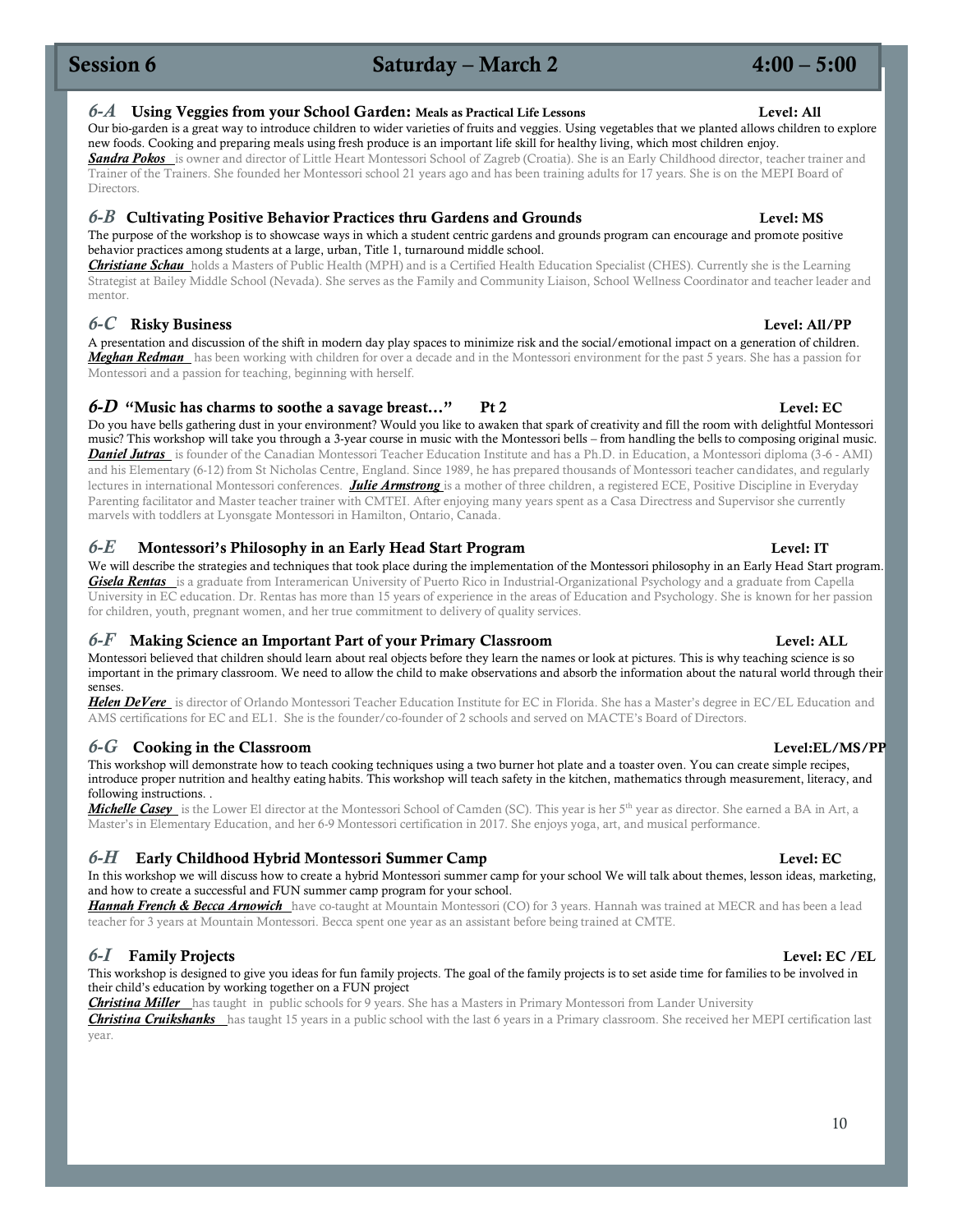## Session 6 — Saturday – March 2 — 4:00 – 5:00

### *6-A* Using Veggies from your School Garden: Meals as Practical Life Lessons — Level: All

Our bio-garden is a great way to introduce children to wider varieties of fruits and veggies. Using vegetables that we planted allows children to explore new foods. Cooking and preparing meals using fresh produce is an important life skill for healthy living, which most children enjoy.

***Sandra Pokos*** is owner and director of Little Heart Montessori School of Zagreb (Croatia). She is an Early Childhood director, teacher trainer and Trainer of the Trainers. She founded her Montessori school 21 years ago and has been training adults for 17 years. She is on the MEPI Board of Directors.

### *6-B* Cultivating Positive Behavior Practices thru Gardens and Grounds — Level: MS

The purpose of the workshop is to showcase ways in which a student centric gardens and grounds program can encourage and promote positive behavior practices among students at a large, urban, Title 1, turnaround middle school.

***Christiane Schau*** holds a Masters of Public Health (MPH) and is a Certified Health Education Specialist (CHES). Currently she is the Learning Strategist at Bailey Middle School (Nevada). She serves as the Family and Community Liaison, School Wellness Coordinator and teacher leader and mentor.

### *6-C* Risky Business — Level: All/PP

A presentation and discussion of the shift in modern day play spaces to minimize risk and the social/emotional impact on a generation of children.

***Meghan Redman*** has been working with children for over a decade and in the Montessori environment for the past 5 years. She has a passion for Montessori and a passion for teaching, beginning with herself.

### *6-D* "Music has charms to soothe a savage breast…" Pt 2 — Level: EC

Do you have bells gathering dust in your environment? Would you like to awaken that spark of creativity and fill the room with delightful Montessori music? This workshop will take you through a 3-year course in music with the Montessori bells – from handling the bells to composing original music.

***Daniel Jutras*** is founder of the Canadian Montessori Teacher Education Institute and has a Ph.D. in Education, a Montessori diploma (3-6 - AMI) and his Elementary (6-12) from St Nicholas Centre, England. Since 1989, he has prepared thousands of Montessori teacher candidates, and regularly lectures in international Montessori conferences. ***Julie Armstrong*** is a mother of three children, a registered ECE, Positive Discipline in Everyday Parenting facilitator and Master teacher trainer with CMTEI. After enjoying many years spent as a Casa Directress and Supervisor she currently marvels with toddlers at Lyonsgate Montessori in Hamilton, Ontario, Canada.

### *6-E* Montessori's Philosophy in an Early Head Start Program — Level: IT

We will describe the strategies and techniques that took place during the implementation of the Montessori philosophy in an Early Head Start program.

***Gisela Rentas*** is a graduate from Interamerican University of Puerto Rico in Industrial-Organizational Psychology and a graduate from Capella University in EC education. Dr. Rentas has more than 15 years of experience in the areas of Education and Psychology. She is known for her passion for children, youth, pregnant women, and her true commitment to delivery of quality services.

### *6-F* Making Science an Important Part of your Primary Classroom — Level: ALL

Montessori believed that children should learn about real objects before they learn the names or look at pictures. This is why teaching science is so important in the primary classroom. We need to allow the child to make observations and absorb the information about the natural world through their senses.

***Helen DeVere*** is director of Orlando Montessori Teacher Education Institute for EC in Florida. She has a Master's degree in EC/EL Education and AMS certifications for EC and EL1. She is the founder/co-founder of 2 schools and served on MACTE's Board of Directors.

### *6-G* Cooking in the Classroom — Level:EL/MS/PP

This workshop will demonstrate how to teach cooking techniques using a two burner hot plate and a toaster oven. You can create simple recipes, introduce proper nutrition and healthy eating habits. This workshop will teach safety in the kitchen, mathematics through measurement, literacy, and following instructions. .

***Michelle Casey*** is the Lower El director at the Montessori School of Camden (SC). This year is her 5th year as director. She earned a BA in Art, a Master's in Elementary Education, and her 6-9 Montessori certification in 2017. She enjoys yoga, art, and musical performance.

### *6-H* Early Childhood Hybrid Montessori Summer Camp — Level: EC

In this workshop we will discuss how to create a hybrid Montessori summer camp for your school We will talk about themes, lesson ideas, marketing, and how to create a successful and FUN summer camp program for your school.

***Hannah French & Becca Arnowich*** have co-taught at Mountain Montessori (CO) for 3 years. Hannah was trained at MECR and has been a lead teacher for 3 years at Mountain Montessori. Becca spent one year as an assistant before being trained at CMTE.

### *6-I* Family Projects — Level: EC /EL

This workshop is designed to give you ideas for fun family projects. The goal of the family projects is to set aside time for families to be involved in their child's education by working together on a FUN project

***Christina Miller*** has taught in public schools for 9 years. She has a Masters in Primary Montessori from Lander University

***Christina Cruikshanks*** has taught 15 years in a public school with the last 6 years in a Primary classroom. She received her MEPI certification last year.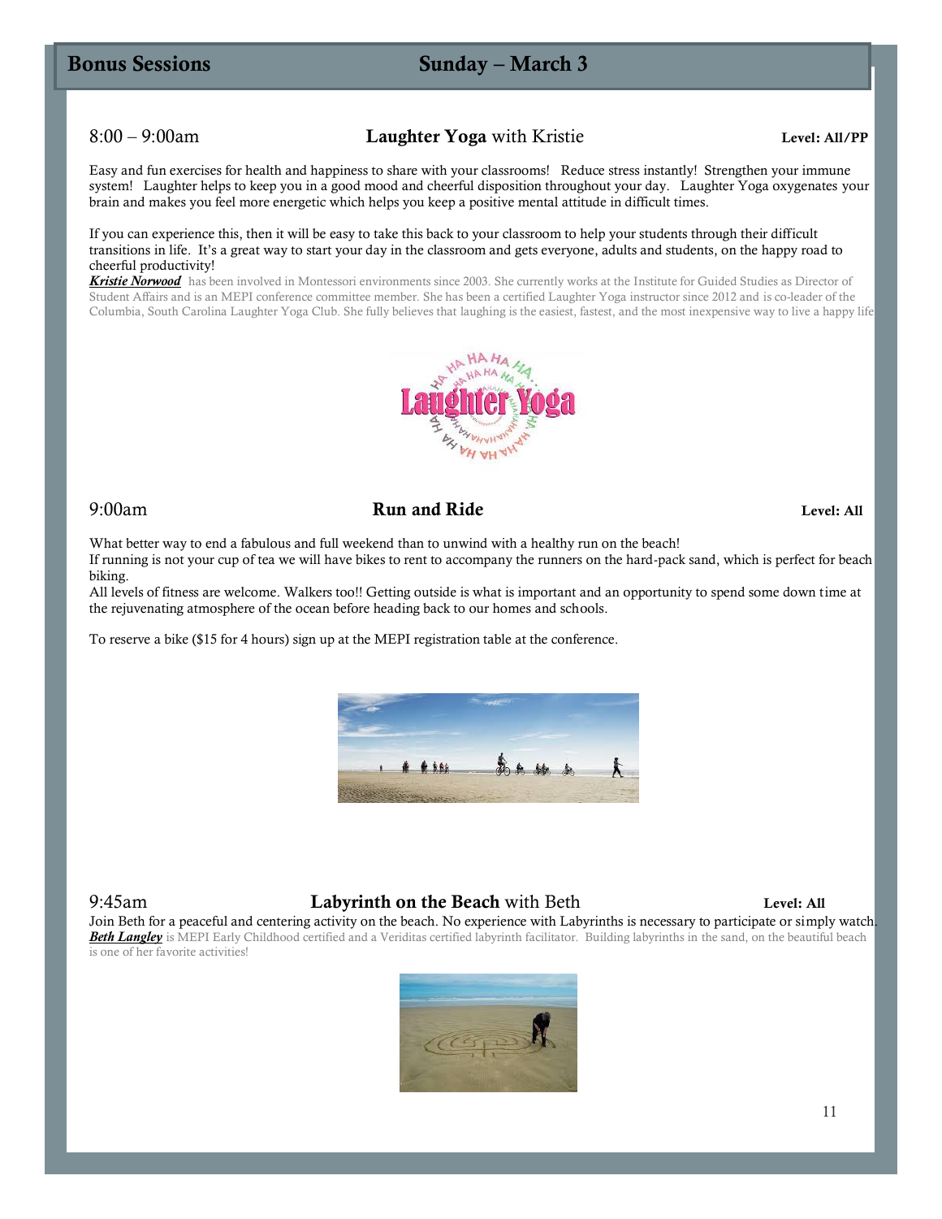## Bonus Sessions — Sunday – March 3

### 8:00 – 9:00am — **Laughter Yoga** with Kristie — **Level: All/PP**

Easy and fun exercises for health and happiness to share with your classrooms! Reduce stress instantly! Strengthen your immune system! Laughter helps to keep you in a good mood and cheerful disposition throughout your day. Laughter Yoga oxygenates your brain and makes you feel more energetic which helps you keep a positive mental attitude in difficult times.

If you can experience this, then it will be easy to take this back to your classroom to help your students through their difficult transitions in life. It's a great way to start your day in the classroom and gets everyone, adults and students, on the happy road to cheerful productivity!

***Kristie Norwood*** has been involved in Montessori environments since 2003. She currently works at the Institute for Guided Studies as Director of Student Affairs and is an MEPI conference committee member. She has been a certified Laughter Yoga instructor since 2012 and is co-leader of the Columbia, South Carolina Laughter Yoga Club. She fully believes that laughing is the easiest, fastest, and the most inexpensive way to live a happy life

### 9:00am — **Run and Ride** — **Level: All**

What better way to end a fabulous and full weekend than to unwind with a healthy run on the beach!
If running is not your cup of tea we will have bikes to rent to accompany the runners on the hard-pack sand, which is perfect for beach biking.
All levels of fitness are welcome. Walkers too!! Getting outside is what is important and an opportunity to spend some down time at the rejuvenating atmosphere of the ocean before heading back to our homes and schools.

To reserve a bike ($15 for 4 hours) sign up at the MEPI registration table at the conference.

### 9:45am — **Labyrinth on the Beach** with Beth — **Level: All**

Join Beth for a peaceful and centering activity on the beach. No experience with Labyrinths is necessary to participate or simply watch.
***Beth Langley*** is MEPI Early Childhood certified and a Veriditas certified labyrinth facilitator. Building labyrinths in the sand, on the beautiful beach is one of her favorite activities!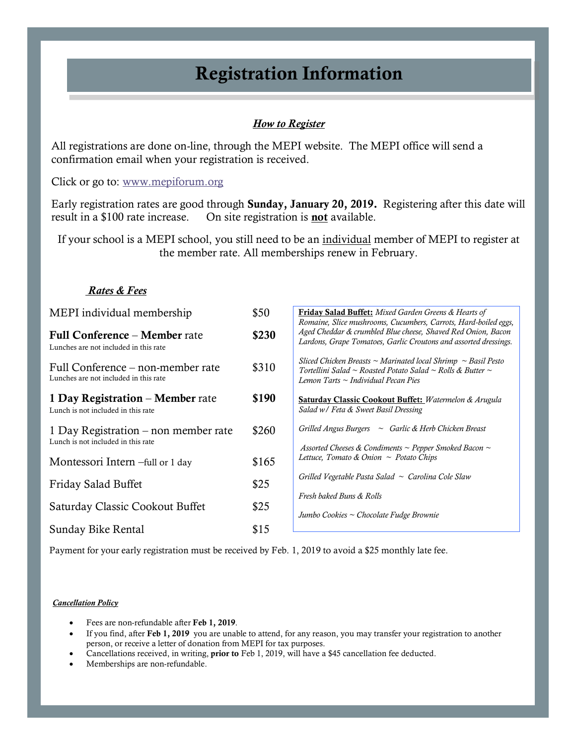# Registration Information

### ***How to Register***

All registrations are done on-line, through the MEPI website. The MEPI office will send a confirmation email when your registration is received.

Click or go to: [www.mepiforum.org](www.mepiforum.org)

Early registration rates are good through **Sunday, January 20, 2019.** Registering after this date will result in a $100 rate increase. On site registration is **not** available.

If your school is a MEPI school, you still need to be an individual member of MEPI to register at the member rate. All memberships renew in February.

### ***Rates & Fees***

| Item | Fee |
|---|---|
| MEPI individual membership | $50 |
| **Full Conference** – **Member** rate<br>Lunches are not included in this rate | **$230** |
| Full Conference – non-member rate<br>Lunches are not included in this rate | $310 |
| **1 Day Registration** – **Member** rate<br>Lunch is not included in this rate | **$190** |
| 1 Day Registration – non member rate<br>Lunch is not included in this rate | $260 |
| Montessori Intern –full or 1 day | $165 |
| Friday Salad Buffet | $25 |
| Saturday Classic Cookout Buffet | $25 |
| Sunday Bike Rental | $15 |

**Friday Salad Buffet:** *Mixed Garden Greens & Hearts of Romaine, Slice mushrooms, Cucumbers, Carrots, Hard-boiled eggs, Aged Cheddar & crumbled Blue cheese, Shaved Red Onion, Bacon Lardons, Grape Tomatoes, Garlic Croutons and assorted dressings.*

*Sliced Chicken Breasts ~ Marinated local Shrimp ~ Basil Pesto Tortellini Salad ~ Roasted Potato Salad ~ Rolls & Butter ~ Lemon Tarts ~ Individual Pecan Pies*

**Saturday Classic Cookout Buffet:** *Watermelon & Arugula Salad w/ Feta & Sweet Basil Dressing*

*Grilled Angus Burgers ~ Garlic & Herb Chicken Breast*

*Assorted Cheeses & Condiments ~ Pepper Smoked Bacon ~ Lettuce, Tomato & Onion ~ Potato Chips*

*Grilled Vegetable Pasta Salad ~ Carolina Cole Slaw*

*Fresh baked Buns & Rolls*

*Jumbo Cookies ~ Chocolate Fudge Brownie*

Payment for your early registration must be received by Feb. 1, 2019 to avoid a $25 monthly late fee.

***Cancellation Policy***

- Fees are non-refundable after **Feb 1, 2019**.
- If you find, after **Feb 1, 2019** you are unable to attend, for any reason, you may transfer your registration to another person, or receive a letter of donation from MEPI for tax purposes.
- Cancellations received, in writing, **prior to** Feb 1, 2019, will have a $45 cancellation fee deducted.
- Memberships are non-refundable.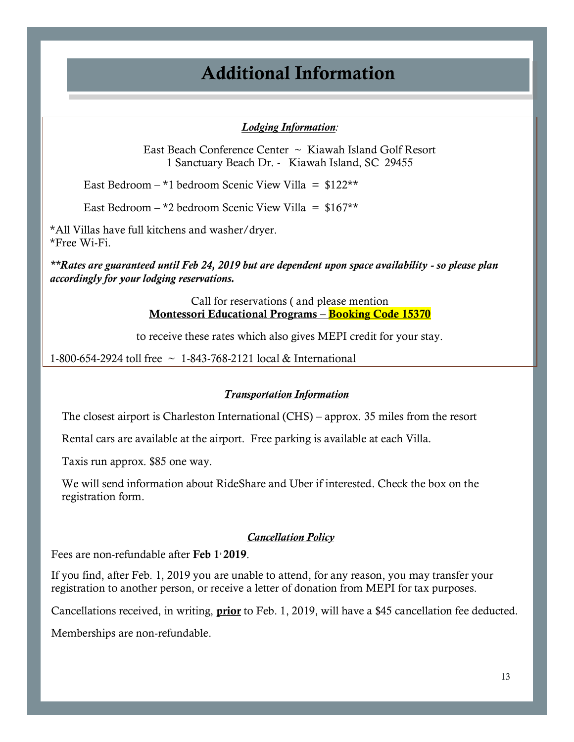# Additional Information

***Lodging Information***:

East Beach Conference Center ~ Kiawah Island Golf Resort
1 Sanctuary Beach Dr. - Kiawah Island, SC 29455

East Bedroom – *1 bedroom Scenic View Villa = $122**

East Bedroom – *2 bedroom Scenic View Villa = $167**

*All Villas have full kitchens and washer/dryer.
*Free Wi-Fi.

***Rates are guaranteed until Feb 24, 2019 but are dependent upon space availability - so please plan accordingly for your lodging reservations.**

Call for reservations ( and please mention
**Montessori Educational Programs – Booking Code 15370**

to receive these rates which also gives MEPI credit for your stay.

1-800-654-2924 toll free ~ 1-843-768-2121 local & International

***Transportation Information***

The closest airport is Charleston International (CHS) – approx. 35 miles from the resort

Rental cars are available at the airport. Free parking is available at each Villa.

Taxis run approx. $85 one way.

We will send information about RideShare and Uber if interested. Check the box on the registration form.

***Cancellation Policy***

Fees are non-refundable after **Feb 1, 2019**.

If you find, after Feb. 1, 2019 you are unable to attend, for any reason, you may transfer your registration to another person, or receive a letter of donation from MEPI for tax purposes.

Cancellations received, in writing, **prior** to Feb. 1, 2019, will have a $45 cancellation fee deducted.

Memberships are non-refundable.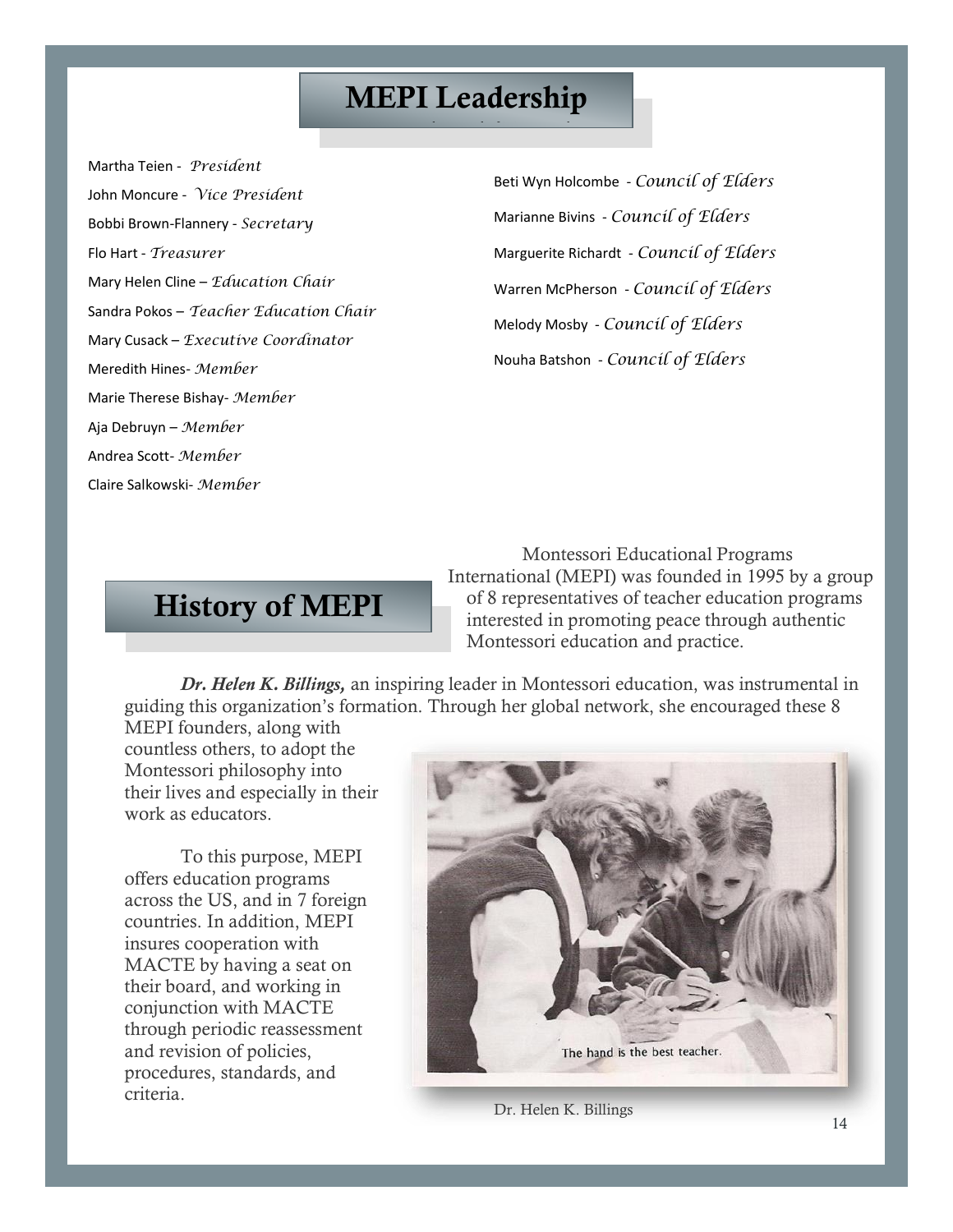## MEPI Leadership

Martha Teien - *President*

John Moncure - *Vice President*

Bobbi Brown-Flannery - *Secretary*

Flo Hart - *Treasurer*

Mary Helen Cline – *Education Chair*

Sandra Pokos – *Teacher Education Chair*

Mary Cusack – *Executive Coordinator*

Meredith Hines- *Member*

Marie Therese Bishay- *Member*

Aja Debruyn – *Member*

Andrea Scott- *Member*

Claire Salkowski- *Member*

Beti Wyn Holcombe - *Council of Elders*

Marianne Bivins - *Council of Elders*

Marguerite Richardt - *Council of Elders*

Warren McPherson - *Council of Elders*

Melody Mosby - *Council of Elders*

Nouha Batshon - *Council of Elders*

## History of MEPI

Montessori Educational Programs International (MEPI) was founded in 1995 by a group of 8 representatives of teacher education programs interested in promoting peace through authentic Montessori education and practice.

***Dr. Helen K. Billings,*** an inspiring leader in Montessori education, was instrumental in guiding this organization's formation. Through her global network, she encouraged these 8 MEPI founders, along with countless others, to adopt the Montessori philosophy into their lives and especially in their work as educators.

To this purpose, MEPI offers education programs across the US, and in 7 foreign countries. In addition, MEPI insures cooperation with MACTE by having a seat on their board, and working in conjunction with MACTE through periodic reassessment and revision of policies, procedures, standards, and criteria.

The hand is the best teacher.

Dr. Helen K. Billings